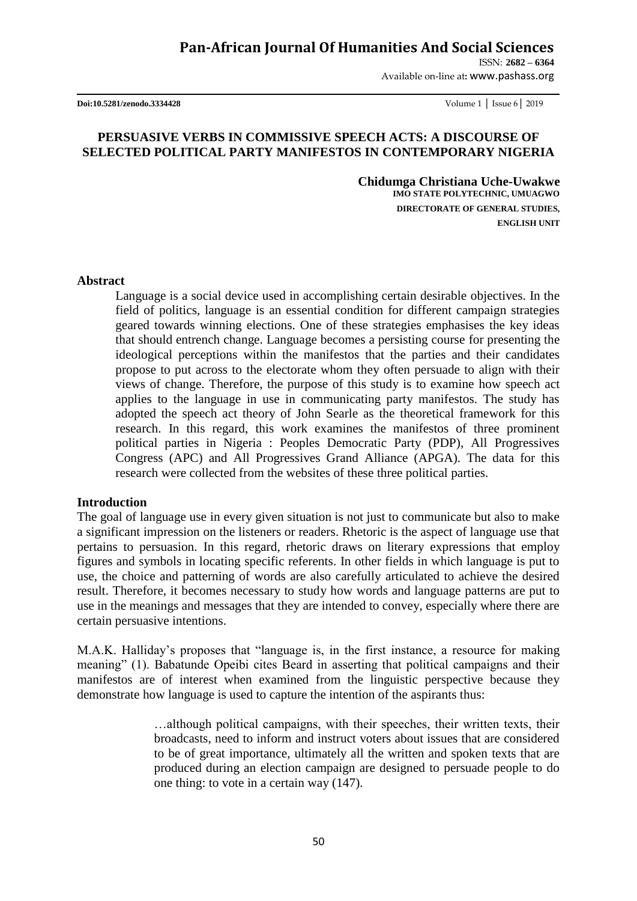# PERSUASIVE VERBS IN COMMISSIVE SPEECH ACTS: A DISCOURSE OF SELECTED POLITICAL PARTY MANIFESTOS IN CONTEMPORARY NIGERIA

**Chidumga Christiana Uche-Uwakwe**
**IMO STATE POLYTECHNIC, UMUAGWO**
**DIRECTORATE OF GENERAL STUDIES,**
**ENGLISH UNIT**

## Abstract

Language is a social device used in accomplishing certain desirable objectives. In the field of politics, language is an essential condition for different campaign strategies geared towards winning elections. One of these strategies emphasises the key ideas that should entrench change. Language becomes a persisting course for presenting the ideological perceptions within the manifestos that the parties and their candidates propose to put across to the electorate whom they often persuade to align with their views of change. Therefore, the purpose of this study is to examine how speech act applies to the language in use in communicating party manifestos. The study has adopted the speech act theory of John Searle as the theoretical framework for this research. In this regard, this work examines the manifestos of three prominent political parties in Nigeria : Peoples Democratic Party (PDP), All Progressives Congress (APC) and All Progressives Grand Alliance (APGA). The data for this research were collected from the websites of these three political parties.

## Introduction

The goal of language use in every given situation is not just to communicate but also to make a significant impression on the listeners or readers. Rhetoric is the aspect of language use that pertains to persuasion. In this regard, rhetoric draws on literary expressions that employ figures and symbols in locating specific referents. In other fields in which language is put to use, the choice and patterning of words are also carefully articulated to achieve the desired result. Therefore, it becomes necessary to study how words and language patterns are put to use in the meanings and messages that they are intended to convey, especially where there are certain persuasive intentions.

M.A.K. Halliday's proposes that "language is, in the first instance, a resource for making meaning" (1). Babatunde Opeibi cites Beard in asserting that political campaigns and their manifestos are of interest when examined from the linguistic perspective because they demonstrate how language is used to capture the intention of the aspirants thus:

> …although political campaigns, with their speeches, their written texts, their broadcasts, need to inform and instruct voters about issues that are considered to be of great importance, ultimately all the written and spoken texts that are produced during an election campaign are designed to persuade people to do one thing: to vote in a certain way (147).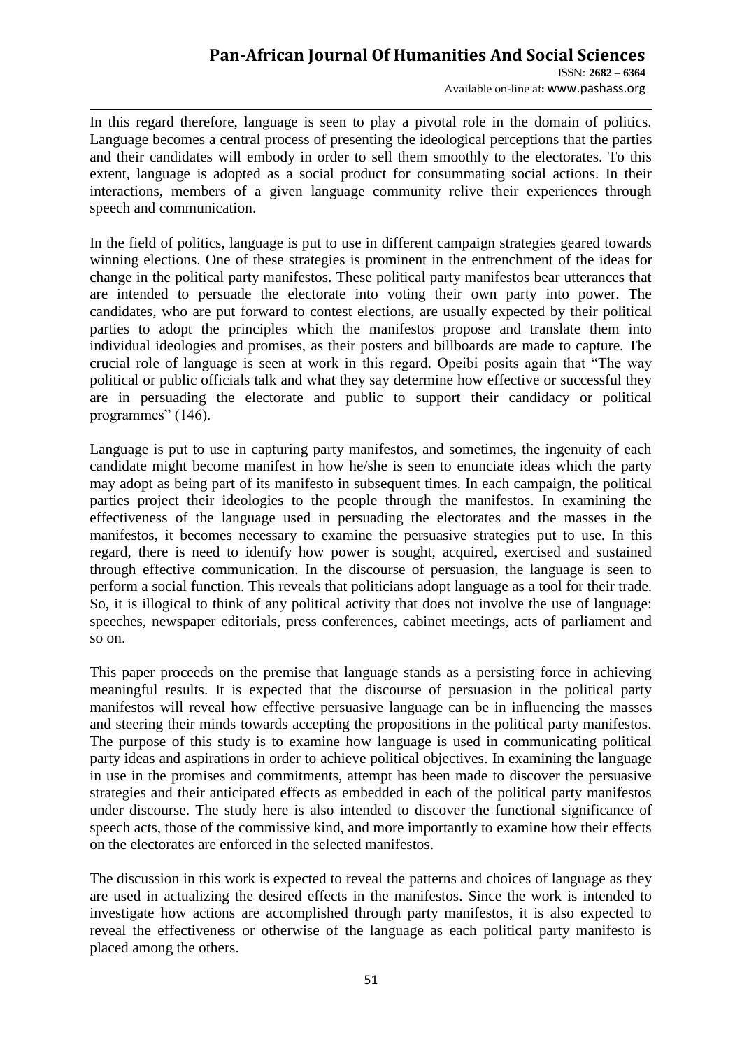In this regard therefore, language is seen to play a pivotal role in the domain of politics. Language becomes a central process of presenting the ideological perceptions that the parties and their candidates will embody in order to sell them smoothly to the electorates. To this extent, language is adopted as a social product for consummating social actions. In their interactions, members of a given language community relive their experiences through speech and communication.

In the field of politics, language is put to use in different campaign strategies geared towards winning elections. One of these strategies is prominent in the entrenchment of the ideas for change in the political party manifestos. These political party manifestos bear utterances that are intended to persuade the electorate into voting their own party into power. The candidates, who are put forward to contest elections, are usually expected by their political parties to adopt the principles which the manifestos propose and translate them into individual ideologies and promises, as their posters and billboards are made to capture. The crucial role of language is seen at work in this regard. Opeibi posits again that "The way political or public officials talk and what they say determine how effective or successful they are in persuading the electorate and public to support their candidacy or political programmes" (146).

Language is put to use in capturing party manifestos, and sometimes, the ingenuity of each candidate might become manifest in how he/she is seen to enunciate ideas which the party may adopt as being part of its manifesto in subsequent times. In each campaign, the political parties project their ideologies to the people through the manifestos. In examining the effectiveness of the language used in persuading the electorates and the masses in the manifestos, it becomes necessary to examine the persuasive strategies put to use. In this regard, there is need to identify how power is sought, acquired, exercised and sustained through effective communication. In the discourse of persuasion, the language is seen to perform a social function. This reveals that politicians adopt language as a tool for their trade. So, it is illogical to think of any political activity that does not involve the use of language: speeches, newspaper editorials, press conferences, cabinet meetings, acts of parliament and so on.

This paper proceeds on the premise that language stands as a persisting force in achieving meaningful results. It is expected that the discourse of persuasion in the political party manifestos will reveal how effective persuasive language can be in influencing the masses and steering their minds towards accepting the propositions in the political party manifestos. The purpose of this study is to examine how language is used in communicating political party ideas and aspirations in order to achieve political objectives. In examining the language in use in the promises and commitments, attempt has been made to discover the persuasive strategies and their anticipated effects as embedded in each of the political party manifestos under discourse. The study here is also intended to discover the functional significance of speech acts, those of the commissive kind, and more importantly to examine how their effects on the electorates are enforced in the selected manifestos.

The discussion in this work is expected to reveal the patterns and choices of language as they are used in actualizing the desired effects in the manifestos. Since the work is intended to investigate how actions are accomplished through party manifestos, it is also expected to reveal the effectiveness or otherwise of the language as each political party manifesto is placed among the others.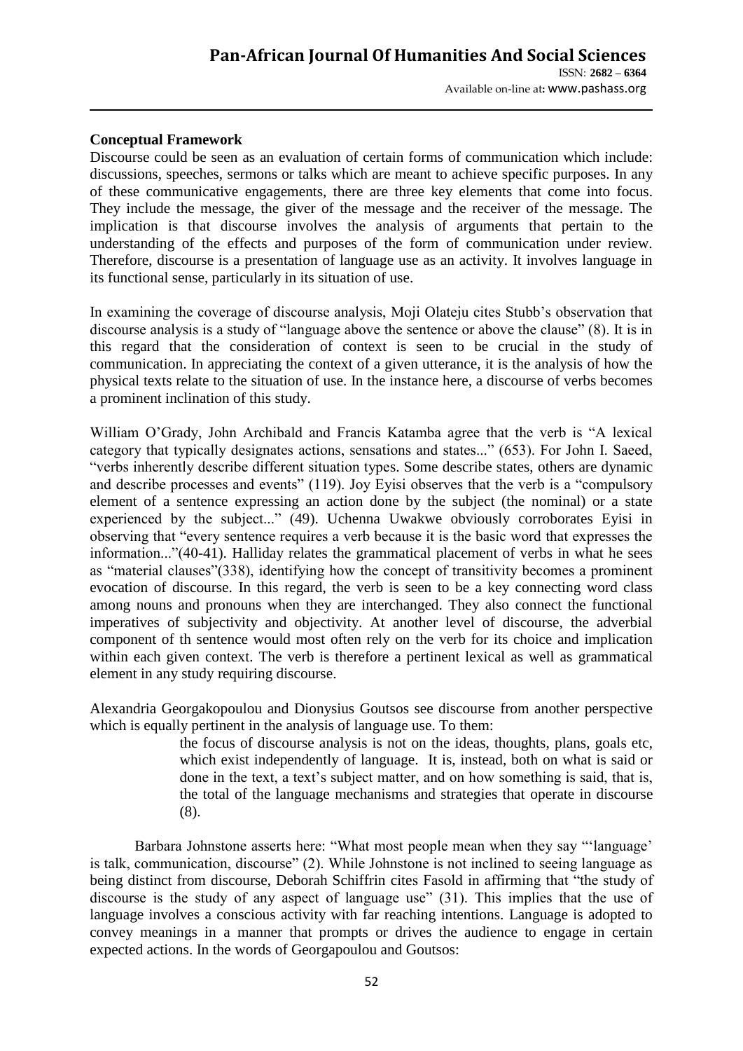**Conceptual Framework**

Discourse could be seen as an evaluation of certain forms of communication which include: discussions, speeches, sermons or talks which are meant to achieve specific purposes. In any of these communicative engagements, there are three key elements that come into focus. They include the message, the giver of the message and the receiver of the message. The implication is that discourse involves the analysis of arguments that pertain to the understanding of the effects and purposes of the form of communication under review. Therefore, discourse is a presentation of language use as an activity. It involves language in its functional sense, particularly in its situation of use.

In examining the coverage of discourse analysis, Moji Olateju cites Stubb's observation that discourse analysis is a study of "language above the sentence or above the clause" (8). It is in this regard that the consideration of context is seen to be crucial in the study of communication. In appreciating the context of a given utterance, it is the analysis of how the physical texts relate to the situation of use. In the instance here, a discourse of verbs becomes a prominent inclination of this study.

William O'Grady, John Archibald and Francis Katamba agree that the verb is "A lexical category that typically designates actions, sensations and states..." (653). For John I. Saeed, "verbs inherently describe different situation types. Some describe states, others are dynamic and describe processes and events" (119). Joy Eyisi observes that the verb is a "compulsory element of a sentence expressing an action done by the subject (the nominal) or a state experienced by the subject..." (49). Uchenna Uwakwe obviously corroborates Eyisi in observing that "every sentence requires a verb because it is the basic word that expresses the information..."(40-41). Halliday relates the grammatical placement of verbs in what he sees as "material clauses"(338), identifying how the concept of transitivity becomes a prominent evocation of discourse. In this regard, the verb is seen to be a key connecting word class among nouns and pronouns when they are interchanged. They also connect the functional imperatives of subjectivity and objectivity. At another level of discourse, the adverbial component of th sentence would most often rely on the verb for its choice and implication within each given context. The verb is therefore a pertinent lexical as well as grammatical element in any study requiring discourse.

Alexandria Georgakopoulou and Dionysius Goutsos see discourse from another perspective which is equally pertinent in the analysis of language use. To them:

> the focus of discourse analysis is not on the ideas, thoughts, plans, goals etc, which exist independently of language. It is, instead, both on what is said or done in the text, a text's subject matter, and on how something is said, that is, the total of the language mechanisms and strategies that operate in discourse (8).

Barbara Johnstone asserts here: "What most people mean when they say "'language' is talk, communication, discourse" (2). While Johnstone is not inclined to seeing language as being distinct from discourse, Deborah Schiffrin cites Fasold in affirming that "the study of discourse is the study of any aspect of language use" (31). This implies that the use of language involves a conscious activity with far reaching intentions. Language is adopted to convey meanings in a manner that prompts or drives the audience to engage in certain expected actions. In the words of Georgapoulou and Goutsos: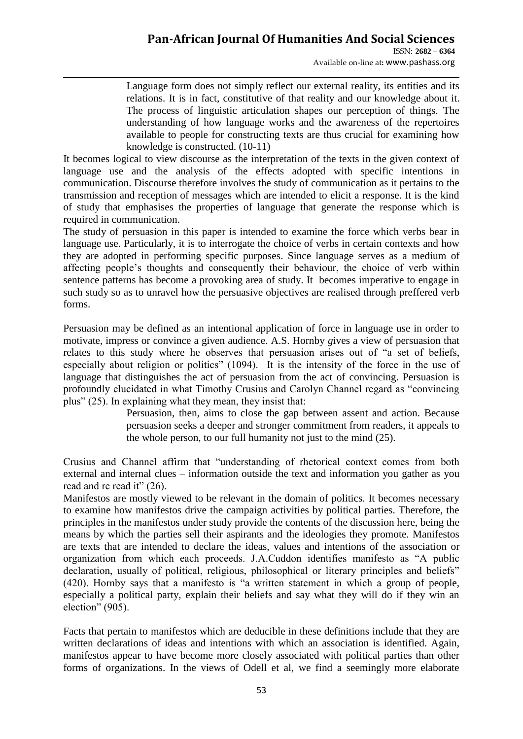> Language form does not simply reflect our external reality, its entities and its relations. It is in fact, constitutive of that reality and our knowledge about it. The process of linguistic articulation shapes our perception of things. The understanding of how language works and the awareness of the repertoires available to people for constructing texts are thus crucial for examining how knowledge is constructed. (10-11)

It becomes logical to view discourse as the interpretation of the texts in the given context of language use and the analysis of the effects adopted with specific intentions in communication. Discourse therefore involves the study of communication as it pertains to the transmission and reception of messages which are intended to elicit a response. It is the kind of study that emphasises the properties of language that generate the response which is required in communication.

The study of persuasion in this paper is intended to examine the force which verbs bear in language use. Particularly, it is to interrogate the choice of verbs in certain contexts and how they are adopted in performing specific purposes. Since language serves as a medium of affecting people's thoughts and consequently their behaviour, the choice of verb within sentence patterns has become a provoking area of study. It becomes imperative to engage in such study so as to unravel how the persuasive objectives are realised through preffered verb forms.

Persuasion may be defined as an intentional application of force in language use in order to motivate, impress or convince a given audience. A.S. Hornby gives a view of persuasion that relates to this study where he observes that persuasion arises out of "a set of beliefs, especially about religion or politics" (1094). It is the intensity of the force in the use of language that distinguishes the act of persuasion from the act of convincing. Persuasion is profoundly elucidated in what Timothy Crusius and Carolyn Channel regard as "convincing plus" (25). In explaining what they mean, they insist that:

> Persuasion, then, aims to close the gap between assent and action. Because persuasion seeks a deeper and stronger commitment from readers, it appeals to the whole person, to our full humanity not just to the mind (25).

Crusius and Channel affirm that "understanding of rhetorical context comes from both external and internal clues – information outside the text and information you gather as you read and re read it" (26).

Manifestos are mostly viewed to be relevant in the domain of politics. It becomes necessary to examine how manifestos drive the campaign activities by political parties. Therefore, the principles in the manifestos under study provide the contents of the discussion here, being the means by which the parties sell their aspirants and the ideologies they promote. Manifestos are texts that are intended to declare the ideas, values and intentions of the association or organization from which each proceeds. J.A.Cuddon identifies manifesto as "A public declaration, usually of political, religious, philosophical or literary principles and beliefs" (420). Hornby says that a manifesto is "a written statement in which a group of people, especially a political party, explain their beliefs and say what they will do if they win an election" (905).

Facts that pertain to manifestos which are deducible in these definitions include that they are written declarations of ideas and intentions with which an association is identified. Again, manifestos appear to have become more closely associated with political parties than other forms of organizations. In the views of Odell et al, we find a seemingly more elaborate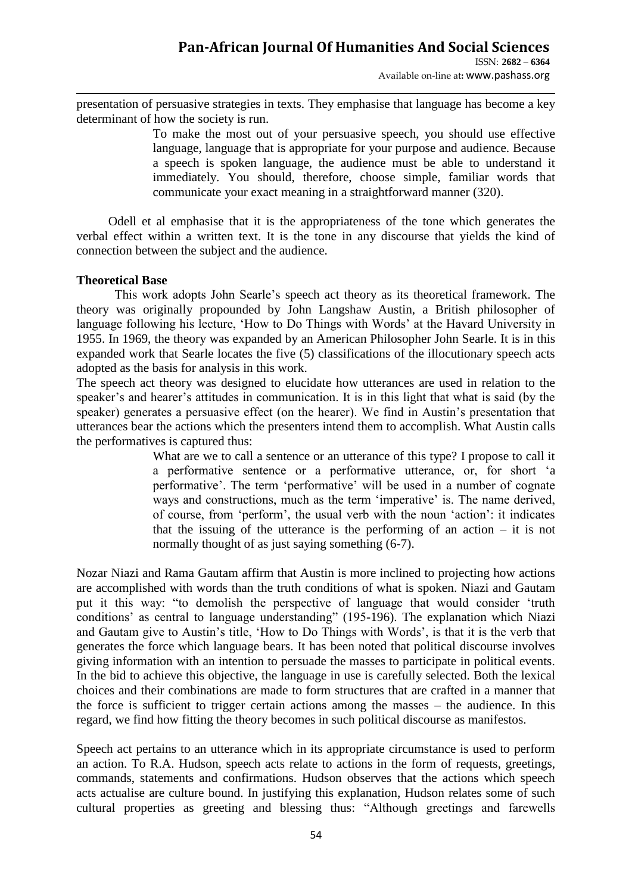presentation of persuasive strategies in texts. They emphasise that language has become a key determinant of how the society is run.

> To make the most out of your persuasive speech, you should use effective language, language that is appropriate for your purpose and audience. Because a speech is spoken language, the audience must be able to understand it immediately. You should, therefore, choose simple, familiar words that communicate your exact meaning in a straightforward manner (320).

Odell et al emphasise that it is the appropriateness of the tone which generates the verbal effect within a written text. It is the tone in any discourse that yields the kind of connection between the subject and the audience.

**Theoretical Base**

This work adopts John Searle's speech act theory as its theoretical framework. The theory was originally propounded by John Langshaw Austin, a British philosopher of language following his lecture, 'How to Do Things with Words' at the Havard University in 1955. In 1969, the theory was expanded by an American Philosopher John Searle. It is in this expanded work that Searle locates the five (5) classifications of the illocutionary speech acts adopted as the basis for analysis in this work.

The speech act theory was designed to elucidate how utterances are used in relation to the speaker's and hearer's attitudes in communication. It is in this light that what is said (by the speaker) generates a persuasive effect (on the hearer). We find in Austin's presentation that utterances bear the actions which the presenters intend them to accomplish. What Austin calls the performatives is captured thus:

> What are we to call a sentence or an utterance of this type? I propose to call it a performative sentence or a performative utterance, or, for short 'a performative'. The term 'performative' will be used in a number of cognate ways and constructions, much as the term 'imperative' is. The name derived, of course, from 'perform', the usual verb with the noun 'action': it indicates that the issuing of the utterance is the performing of an action – it is not normally thought of as just saying something (6-7).

Nozar Niazi and Rama Gautam affirm that Austin is more inclined to projecting how actions are accomplished with words than the truth conditions of what is spoken. Niazi and Gautam put it this way: "to demolish the perspective of language that would consider 'truth conditions' as central to language understanding" (195-196). The explanation which Niazi and Gautam give to Austin's title, 'How to Do Things with Words', is that it is the verb that generates the force which language bears. It has been noted that political discourse involves giving information with an intention to persuade the masses to participate in political events. In the bid to achieve this objective, the language in use is carefully selected. Both the lexical choices and their combinations are made to form structures that are crafted in a manner that the force is sufficient to trigger certain actions among the masses – the audience. In this regard, we find how fitting the theory becomes in such political discourse as manifestos.

Speech act pertains to an utterance which in its appropriate circumstance is used to perform an action. To R.A. Hudson, speech acts relate to actions in the form of requests, greetings, commands, statements and confirmations. Hudson observes that the actions which speech acts actualise are culture bound. In justifying this explanation, Hudson relates some of such cultural properties as greeting and blessing thus: "Although greetings and farewells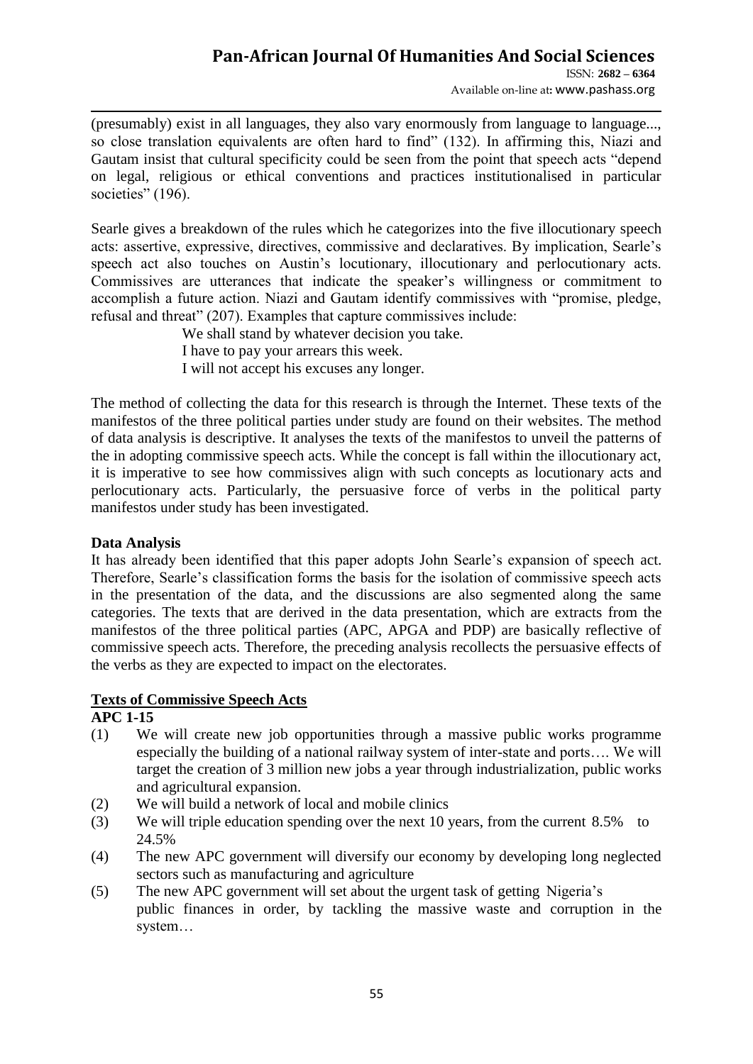(presumably) exist in all languages, they also vary enormously from language to language..., so close translation equivalents are often hard to find" (132). In affirming this, Niazi and Gautam insist that cultural specificity could be seen from the point that speech acts "depend on legal, religious or ethical conventions and practices institutionalised in particular societies" (196).

Searle gives a breakdown of the rules which he categorizes into the five illocutionary speech acts: assertive, expressive, directives, commissive and declaratives. By implication, Searle's speech act also touches on Austin's locutionary, illocutionary and perlocutionary acts. Commissives are utterances that indicate the speaker's willingness or commitment to accomplish a future action. Niazi and Gautam identify commissives with "promise, pledge, refusal and threat" (207). Examples that capture commissives include:

> We shall stand by whatever decision you take.
> I have to pay your arrears this week.
> I will not accept his excuses any longer.

The method of collecting the data for this research is through the Internet. These texts of the manifestos of the three political parties under study are found on their websites. The method of data analysis is descriptive. It analyses the texts of the manifestos to unveil the patterns of the in adopting commissive speech acts. While the concept is fall within the illocutionary act, it is imperative to see how commissives align with such concepts as locutionary acts and perlocutionary acts. Particularly, the persuasive force of verbs in the political party manifestos under study has been investigated.

**Data Analysis**

It has already been identified that this paper adopts John Searle's expansion of speech act. Therefore, Searle's classification forms the basis for the isolation of commissive speech acts in the presentation of the data, and the discussions are also segmented along the same categories. The texts that are derived in the data presentation, which are extracts from the manifestos of the three political parties (APC, APGA and PDP) are basically reflective of commissive speech acts. Therefore, the preceding analysis recollects the persuasive effects of the verbs as they are expected to impact on the electorates.

**Texts of Commissive Speech Acts**

**APC 1-15**

(1) We will create new job opportunities through a massive public works programme especially the building of a national railway system of inter-state and ports…. We will target the creation of 3 million new jobs a year through industrialization, public works and agricultural expansion.

(2) We will build a network of local and mobile clinics

(3) We will triple education spending over the next 10 years, from the current 8.5% to 24.5%

(4) The new APC government will diversify our economy by developing long neglected sectors such as manufacturing and agriculture

(5) The new APC government will set about the urgent task of getting Nigeria's public finances in order, by tackling the massive waste and corruption in the system…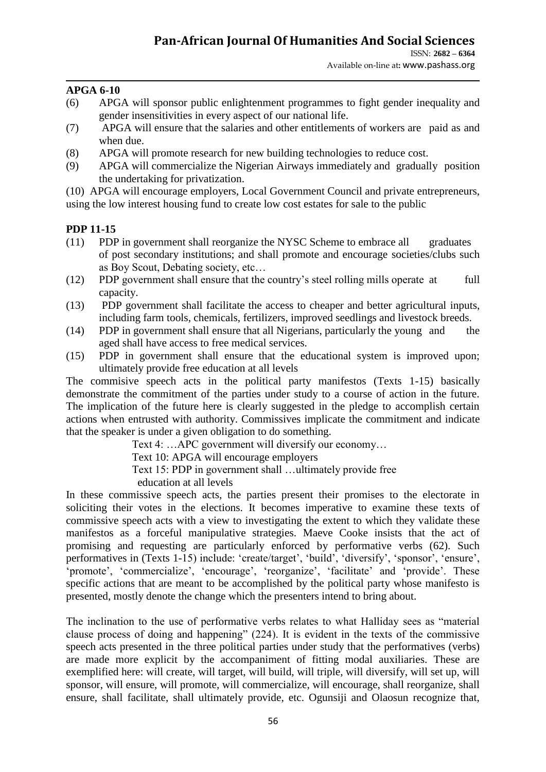**APGA 6-10**

(6) APGA will sponsor public enlightenment programmes to fight gender inequality and gender insensitivities in every aspect of our national life.

(7) APGA will ensure that the salaries and other entitlements of workers are paid as and when due.

(8) APGA will promote research for new building technologies to reduce cost.

(9) APGA will commercialize the Nigerian Airways immediately and gradually position the undertaking for privatization.

(10) APGA will encourage employers, Local Government Council and private entrepreneurs, using the low interest housing fund to create low cost estates for sale to the public

**PDP 11-15**

(11) PDP in government shall reorganize the NYSC Scheme to embrace all graduates of post secondary institutions; and shall promote and encourage societies/clubs such as Boy Scout, Debating society, etc…

(12) PDP government shall ensure that the country's steel rolling mills operate at full capacity.

(13) PDP government shall facilitate the access to cheaper and better agricultural inputs, including farm tools, chemicals, fertilizers, improved seedlings and livestock breeds.

(14) PDP in government shall ensure that all Nigerians, particularly the young and the aged shall have access to free medical services.

(15) PDP in government shall ensure that the educational system is improved upon; ultimately provide free education at all levels

The commisive speech acts in the political party manifestos (Texts 1-15) basically demonstrate the commitment of the parties under study to a course of action in the future. The implication of the future here is clearly suggested in the pledge to accomplish certain actions when entrusted with authority. Commissives implicate the commitment and indicate that the speaker is under a given obligation to do something.

> Text 4: …APC government will diversify our economy…
>
> Text 10: APGA will encourage employers
>
> Text 15: PDP in government shall …ultimately provide free education at all levels

In these commissive speech acts, the parties present their promises to the electorate in soliciting their votes in the elections. It becomes imperative to examine these texts of commissive speech acts with a view to investigating the extent to which they validate these manifestos as a forceful manipulative strategies. Maeve Cooke insists that the act of promising and requesting are particularly enforced by performative verbs (62). Such performatives in (Texts 1-15) include: 'create/target', 'build', 'diversify', 'sponsor', 'ensure', 'promote', 'commercialize', 'encourage', 'reorganize', 'facilitate' and 'provide'. These specific actions that are meant to be accomplished by the political party whose manifesto is presented, mostly denote the change which the presenters intend to bring about.

The inclination to the use of performative verbs relates to what Halliday sees as "material clause process of doing and happening" (224). It is evident in the texts of the commissive speech acts presented in the three political parties under study that the performatives (verbs) are made more explicit by the accompaniment of fitting modal auxiliaries. These are exemplified here: will create, will target, will build, will triple, will diversify, will set up, will sponsor, will ensure, will promote, will commercialize, will encourage, shall reorganize, shall ensure, shall facilitate, shall ultimately provide, etc. Ogunsiji and Olaosun recognize that,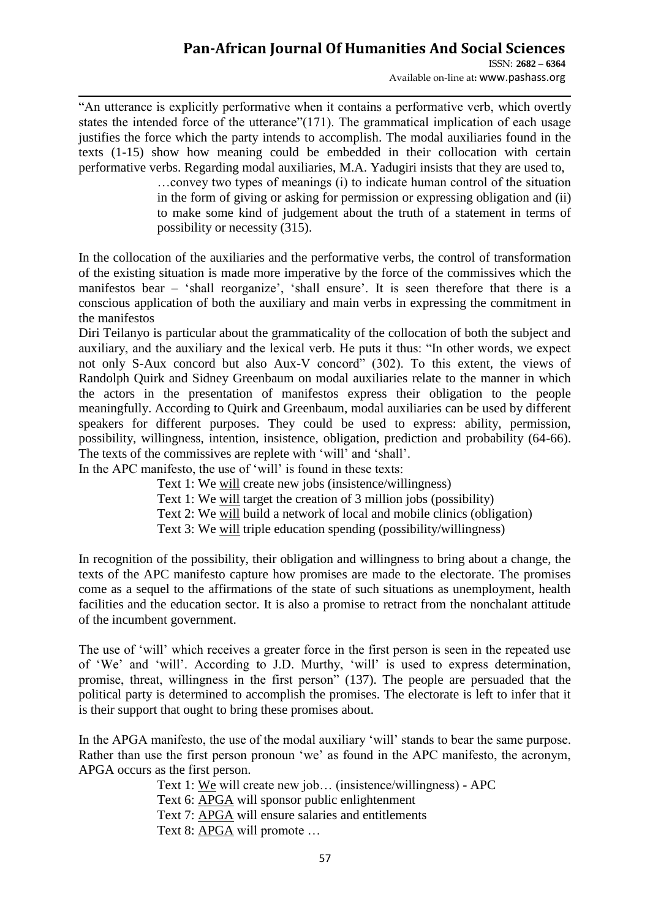"An utterance is explicitly performative when it contains a performative verb, which overtly states the intended force of the utterance"(171). The grammatical implication of each usage justifies the force which the party intends to accomplish. The modal auxiliaries found in the texts (1-15) show how meaning could be embedded in their collocation with certain performative verbs. Regarding modal auxiliaries, M.A. Yadugiri insists that they are used to,

> …convey two types of meanings (i) to indicate human control of the situation in the form of giving or asking for permission or expressing obligation and (ii) to make some kind of judgement about the truth of a statement in terms of possibility or necessity (315).

In the collocation of the auxiliaries and the performative verbs, the control of transformation of the existing situation is made more imperative by the force of the commissives which the manifestos bear – 'shall reorganize', 'shall ensure'. It is seen therefore that there is a conscious application of both the auxiliary and main verbs in expressing the commitment in the manifestos

Diri Teilanyo is particular about the grammaticality of the collocation of both the subject and auxiliary, and the auxiliary and the lexical verb. He puts it thus: "In other words, we expect not only S-Aux concord but also Aux-V concord" (302). To this extent, the views of Randolph Quirk and Sidney Greenbaum on modal auxiliaries relate to the manner in which the actors in the presentation of manifestos express their obligation to the people meaningfully. According to Quirk and Greenbaum, modal auxiliaries can be used by different speakers for different purposes. They could be used to express: ability, permission, possibility, willingness, intention, insistence, obligation, prediction and probability (64-66). The texts of the commissives are replete with 'will' and 'shall'.

In the APC manifesto, the use of 'will' is found in these texts:

> Text 1: We <u>will</u> create new jobs (insistence/willingness)
> Text 1: We <u>will</u> target the creation of 3 million jobs (possibility)
> Text 2: We <u>will</u> build a network of local and mobile clinics (obligation)
> Text 3: We <u>will</u> triple education spending (possibility/willingness)

In recognition of the possibility, their obligation and willingness to bring about a change, the texts of the APC manifesto capture how promises are made to the electorate. The promises come as a sequel to the affirmations of the state of such situations as unemployment, health facilities and the education sector. It is also a promise to retract from the nonchalant attitude of the incumbent government.

The use of 'will' which receives a greater force in the first person is seen in the repeated use of 'We' and 'will'. According to J.D. Murthy, 'will' is used to express determination, promise, threat, willingness in the first person" (137). The people are persuaded that the political party is determined to accomplish the promises. The electorate is left to infer that it is their support that ought to bring these promises about.

In the APGA manifesto, the use of the modal auxiliary 'will' stands to bear the same purpose. Rather than use the first person pronoun 'we' as found in the APC manifesto, the acronym, APGA occurs as the first person.

> Text 1: <u>We</u> will create new job… (insistence/willingness) - APC
> Text 6: <u>APGA</u> will sponsor public enlightenment
> Text 7: <u>APGA</u> will ensure salaries and entitlements
> Text 8: <u>APGA</u> will promote …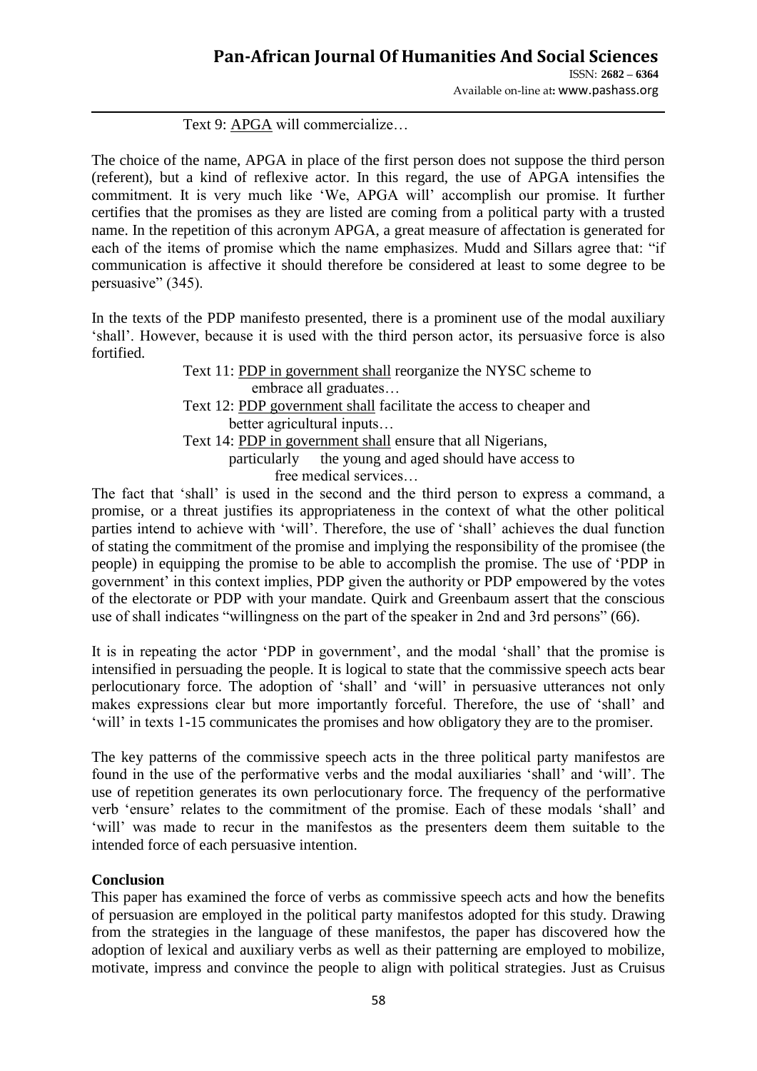Text 9: <u>APGA</u> will commercialize…

The choice of the name, APGA in place of the first person does not suppose the third person (referent), but a kind of reflexive actor. In this regard, the use of APGA intensifies the commitment. It is very much like 'We, APGA will' accomplish our promise. It further certifies that the promises as they are listed are coming from a political party with a trusted name. In the repetition of this acronym APGA, a great measure of affectation is generated for each of the items of promise which the name emphasizes. Mudd and Sillars agree that: "if communication is affective it should therefore be considered at least to some degree to be persuasive" (345).

In the texts of the PDP manifesto presented, there is a prominent use of the modal auxiliary 'shall'. However, because it is used with the third person actor, its persuasive force is also fortified.

> Text 11: <u>PDP in government shall</u> reorganize the NYSC scheme to embrace all graduates…
>
> Text 12: <u>PDP government shall</u> facilitate the access to cheaper and better agricultural inputs…
>
> Text 14: <u>PDP in government shall</u> ensure that all Nigerians, particularly the young and aged should have access to free medical services…

The fact that 'shall' is used in the second and the third person to express a command, a promise, or a threat justifies its appropriateness in the context of what the other political parties intend to achieve with 'will'. Therefore, the use of 'shall' achieves the dual function of stating the commitment of the promise and implying the responsibility of the promisee (the people) in equipping the promise to be able to accomplish the promise. The use of 'PDP in government' in this context implies, PDP given the authority or PDP empowered by the votes of the electorate or PDP with your mandate. Quirk and Greenbaum assert that the conscious use of shall indicates "willingness on the part of the speaker in 2nd and 3rd persons" (66).

It is in repeating the actor 'PDP in government', and the modal 'shall' that the promise is intensified in persuading the people. It is logical to state that the commissive speech acts bear perlocutionary force. The adoption of 'shall' and 'will' in persuasive utterances not only makes expressions clear but more importantly forceful. Therefore, the use of 'shall' and 'will' in texts 1-15 communicates the promises and how obligatory they are to the promiser.

The key patterns of the commissive speech acts in the three political party manifestos are found in the use of the performative verbs and the modal auxiliaries 'shall' and 'will'. The use of repetition generates its own perlocutionary force. The frequency of the performative verb 'ensure' relates to the commitment of the promise. Each of these modals 'shall' and 'will' was made to recur in the manifestos as the presenters deem them suitable to the intended force of each persuasive intention.

**Conclusion**

This paper has examined the force of verbs as commissive speech acts and how the benefits of persuasion are employed in the political party manifestos adopted for this study. Drawing from the strategies in the language of these manifestos, the paper has discovered how the adoption of lexical and auxiliary verbs as well as their patterning are employed to mobilize, motivate, impress and convince the people to align with political strategies. Just as Cruisus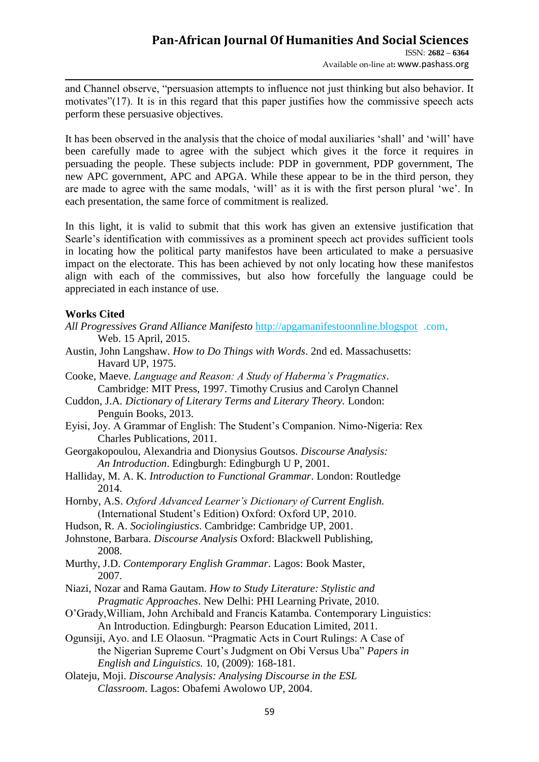and Channel observe, "persuasion attempts to influence not just thinking but also behavior. It motivates"(17). It is in this regard that this paper justifies how the commissive speech acts perform these persuasive objectives.

It has been observed in the analysis that the choice of modal auxiliaries 'shall' and 'will' have been carefully made to agree with the subject which gives it the force it requires in persuading the people. These subjects include: PDP in government, PDP government, The new APC government, APC and APGA. While these appear to be in the third person, they are made to agree with the same modals, 'will' as it is with the first person plural 'we'. In each presentation, the same force of commitment is realized.

In this light, it is valid to submit that this work has given an extensive justification that Searle's identification with commissives as a prominent speech act provides sufficient tools in locating how the political party manifestos have been articulated to make a persuasive impact on the electorate. This has been achieved by not only locating how these manifestos align with each of the commissives, but also how forcefully the language could be appreciated in each instance of use.

**Works Cited**

*All Progressives Grand Alliance Manifesto* http://apgamanifestoonnline.blogspot .com, Web. 15 April, 2015.

Austin, John Langshaw. *How to Do Things with Words*. 2nd ed. Massachusetts: Havard UP, 1975.

Cooke, Maeve. *Language and Reason: A Study of Haberma's Pragmatics*. Cambridge: MIT Press, 1997. Timothy Crusius and Carolyn Channel

Cuddon, J.A. *Dictionary of Literary Terms and Literary Theory.* London: Penguin Books, 2013.

Eyisi, Joy. A Grammar of English: The Student's Companion. Nimo-Nigeria: Rex Charles Publications, 2011.

Georgakopoulou, Alexandria and Dionysius Goutsos. *Discourse Analysis: An Introduction*. Edingburgh: Edingburgh U P, 2001.

Halliday, M. A. K. *Introduction to Functional Grammar*. London: Routledge 2014.

Hornby, A.S. *Oxford Advanced Learner's Dictionary of Current English.* (International Student's Edition) Oxford: Oxford UP, 2010.

Hudson, R. A. *Sociolingiustics*. Cambridge: Cambridge UP, 2001.

Johnstone, Barbara. *Discourse Analysis* Oxford: Blackwell Publishing, 2008.

Murthy, J.D. *Contemporary English Grammar*. Lagos: Book Master, 2007.

Niazi, Nozar and Rama Gautam. *How to Study Literature: Stylistic and Pragmatic Approaches*. New Delhi: PHI Learning Private, 2010.

O'Grady,William, John Archibald and Francis Katamba. Contemporary Linguistics: An Introduction. Edingburgh: Pearson Education Limited, 2011.

Ogunsiji, Ayo. and I.E Olaosun. "Pragmatic Acts in Court Rulings: A Case of the Nigerian Supreme Court's Judgment on Obi Versus Uba" *Papers in English and Linguistics.* 10, (2009): 168-181.

Olateju, Moji. *Discourse Analysis: Analysing Discourse in the ESL Classroom*. Lagos: Obafemi Awolowo UP, 2004.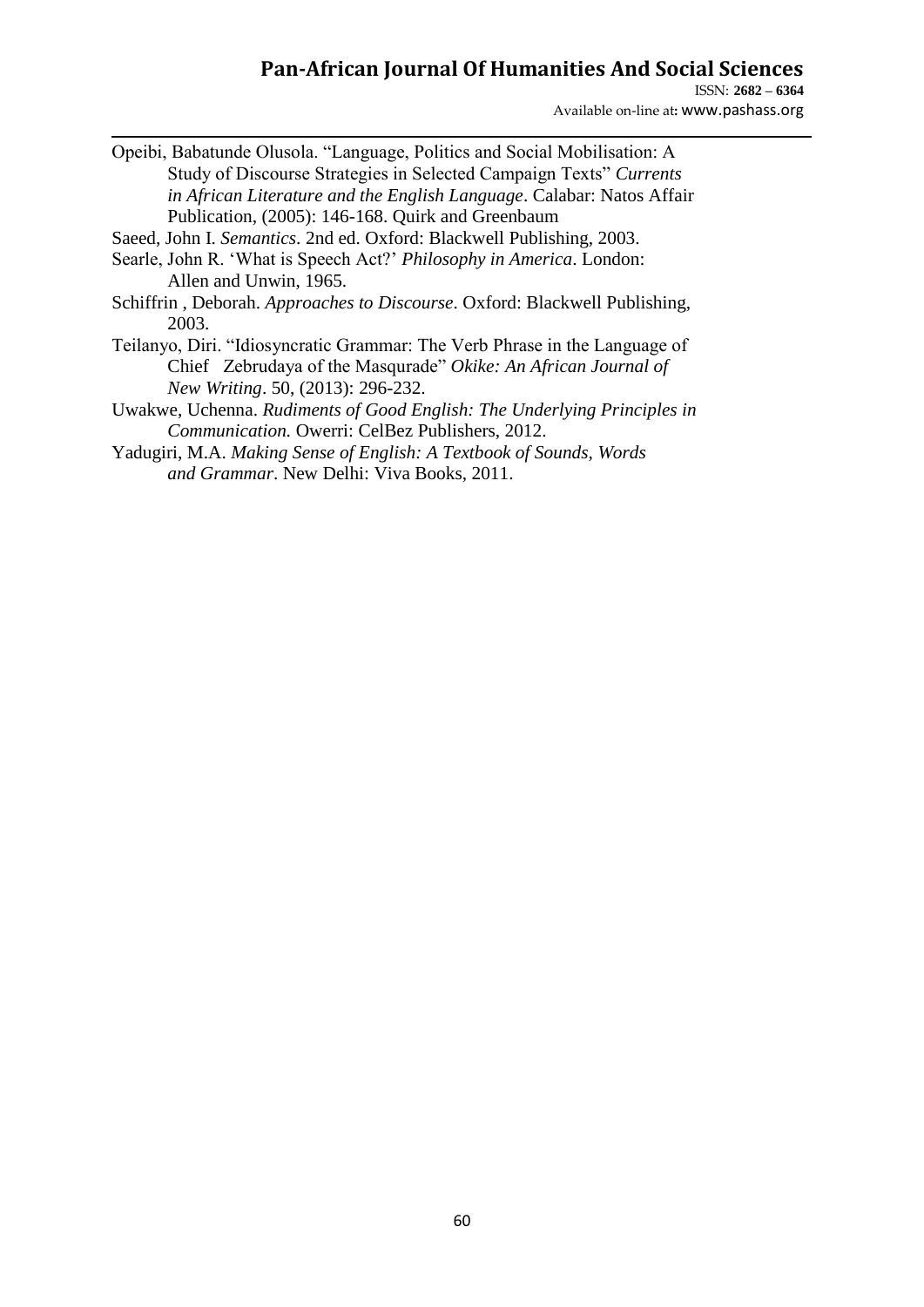Opeibi, Babatunde Olusola. "Language, Politics and Social Mobilisation: A Study of Discourse Strategies in Selected Campaign Texts" *Currents in African Literature and the English Language*. Calabar: Natos Affair Publication, (2005): 146-168. Quirk and Greenbaum

Saeed, John I. *Semantics*. 2nd ed. Oxford: Blackwell Publishing, 2003.

Searle, John R. 'What is Speech Act?' *Philosophy in America*. London: Allen and Unwin, 1965.

Schiffrin , Deborah. *Approaches to Discourse*. Oxford: Blackwell Publishing, 2003.

Teilanyo, Diri. "Idiosyncratic Grammar: The Verb Phrase in the Language of Chief Zebrudaya of the Masqurade" *Okike: An African Journal of New Writing*. 50, (2013): 296-232.

Uwakwe, Uchenna. *Rudiments of Good English: The Underlying Principles in Communication.* Owerri: CelBez Publishers, 2012.

Yadugiri, M.A. *Making Sense of English: A Textbook of Sounds, Words and Grammar*. New Delhi: Viva Books, 2011.